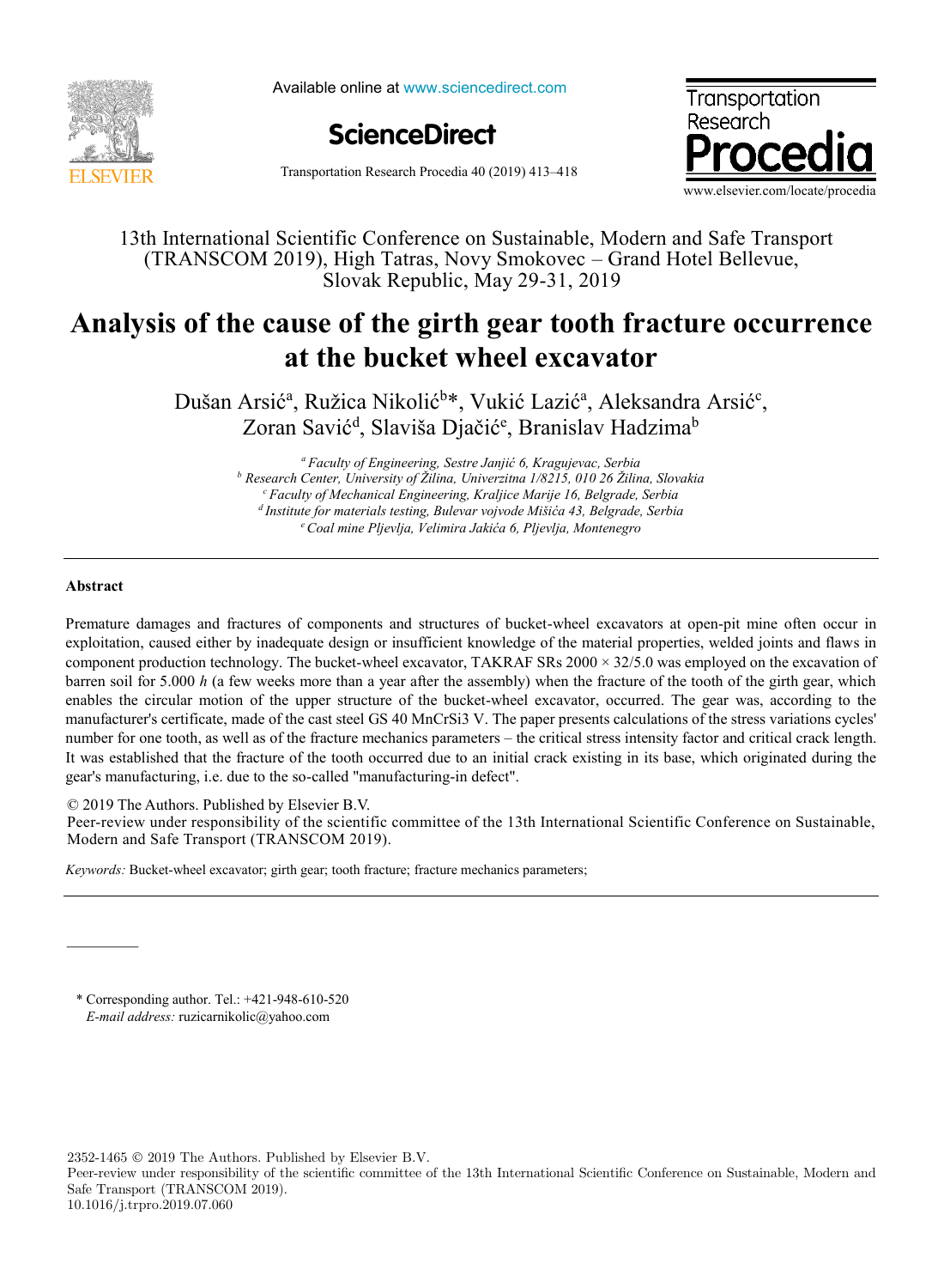13th International Scientific Conference on Sustainable, Modern and Safe Transport (TRANSCOM 2019), High Tatras, Novy Smokovec – Grand Hotel Bellevue, Slovak Republic, May 29-31, 2019

# Analysis of the cause of the girth gear tooth fracture occurrence at the bucket wheel excavator

Dušan Arsić[a], Ružica Nikolić[b]*, Vukić Lazić[a], Aleksandra Arsić[c], Zoran Savić[d], Slaviša Djačić[e], Branislav Hadzima[b]

[a] *Faculty of Engineering, Sestre Janjić 6, Kragujevac, Serbia*
[b] *Research Center, University of Žilina, Univerzitna 1/8215, 010 26 Žilina, Slovakia*
[c] *Faculty of Mechanical Engineering, Kraljice Marije 16, Belgrade, Serbia*
[d] *Institute for materials testing, Bulevar vojvode Mišića 43, Belgrade, Serbia*
[e] *Coal mine Pljevlja, Velimira Jakića 6, Pljevlja, Montenegro*

## Abstract

Premature damages and fractures of components and structures of bucket-wheel excavators at open-pit mine often occur in exploitation, caused either by inadequate design or insufficient knowledge of the material properties, welded joints and flaws in component production technology. The bucket-wheel excavator, TAKRAF SRs 2000 × 32/5.0 was employed on the excavation of barren soil for 5.000 *h* (a few weeks more than a year after the assembly) when the fracture of the tooth of the girth gear, which enables the circular motion of the upper structure of the bucket-wheel excavator, occurred. The gear was, according to the manufacturer's certificate, made of the cast steel GS 40 MnCrSi3 V. The paper presents calculations of the stress variations cycles' number for one tooth, as well as of the fracture mechanics parameters – the critical stress intensity factor and critical crack length. It was established that the fracture of the tooth occurred due to an initial crack existing in its base, which originated during the gear's manufacturing, i.e. due to the so-called "manufacturing-in defect".

© 2019 The Authors. Published by Elsevier B.V.
Peer-review under responsibility of the scientific committee of the 13th International Scientific Conference on Sustainable, Modern and Safe Transport (TRANSCOM 2019).

*Keywords:* Bucket-wheel excavator; girth gear; tooth fracture; fracture mechanics parameters;

---

\* Corresponding author. Tel.: +421-948-610-520
*E-mail address:* ruzicarnikolic@yahoo.com

2352-1465 © 2019 The Authors. Published by Elsevier B.V.
Peer-review under responsibility of the scientific committee of the 13th International Scientific Conference on Sustainable, Modern and Safe Transport (TRANSCOM 2019).
10.1016/j.trpro.2019.07.060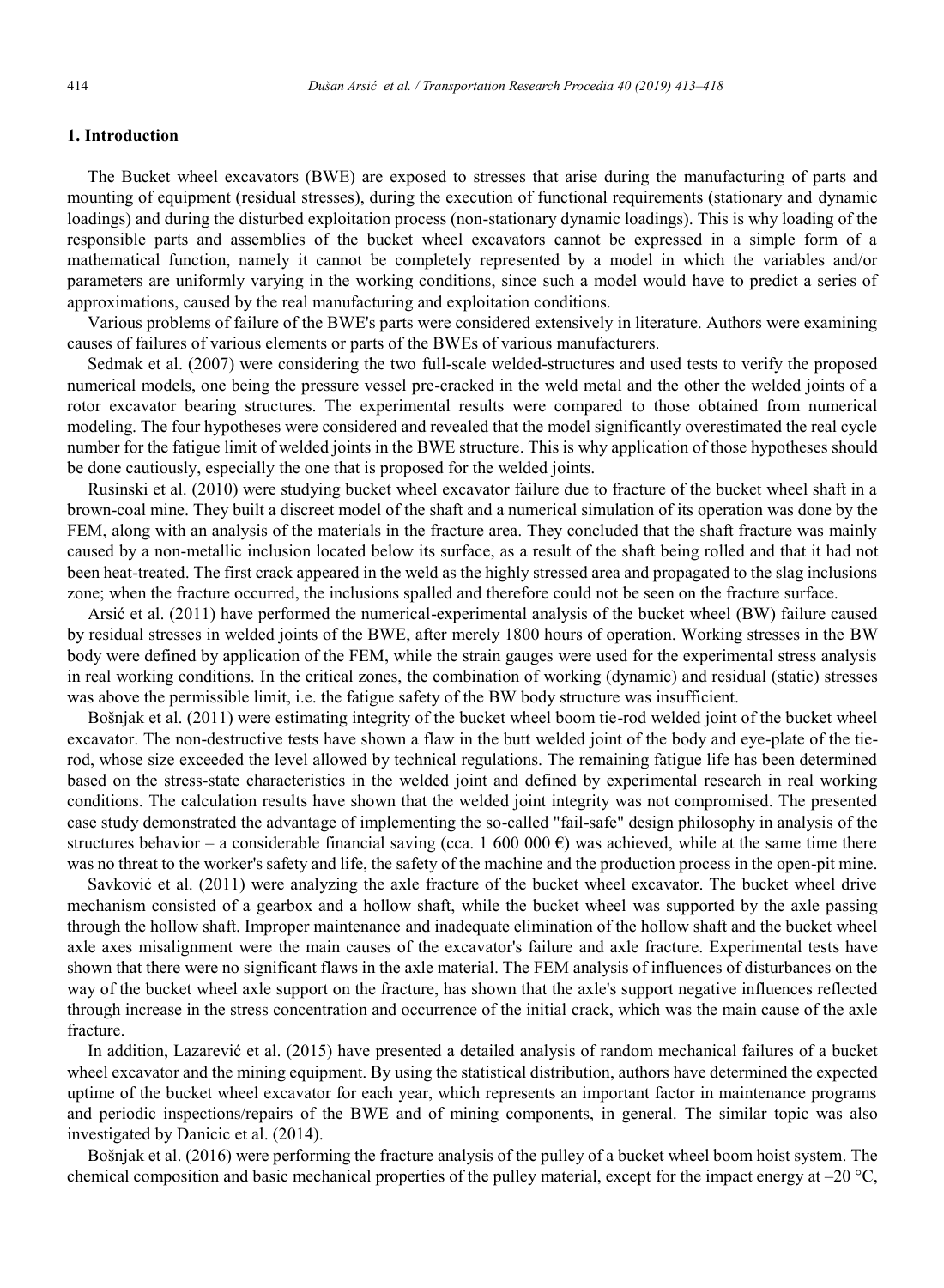## 1. Introduction

The Bucket wheel excavators (BWE) are exposed to stresses that arise during the manufacturing of parts and mounting of equipment (residual stresses), during the execution of functional requirements (stationary and dynamic loadings) and during the disturbed exploitation process (non-stationary dynamic loadings). This is why loading of the responsible parts and assemblies of the bucket wheel excavators cannot be expressed in a simple form of a mathematical function, namely it cannot be completely represented by a model in which the variables and/or parameters are uniformly varying in the working conditions, since such a model would have to predict a series of approximations, caused by the real manufacturing and exploitation conditions.

Various problems of failure of the BWE's parts were considered extensively in literature. Authors were examining causes of failures of various elements or parts of the BWEs of various manufacturers.

Sedmak et al. (2007) were considering the two full-scale welded-structures and used tests to verify the proposed numerical models, one being the pressure vessel pre-cracked in the weld metal and the other the welded joints of a rotor excavator bearing structures. The experimental results were compared to those obtained from numerical modeling. The four hypotheses were considered and revealed that the model significantly overestimated the real cycle number for the fatigue limit of welded joints in the BWE structure. This is why application of those hypotheses should be done cautiously, especially the one that is proposed for the welded joints.

Rusinski et al. (2010) were studying bucket wheel excavator failure due to fracture of the bucket wheel shaft in a brown-coal mine. They built a discreet model of the shaft and a numerical simulation of its operation was done by the FEM, along with an analysis of the materials in the fracture area. They concluded that the shaft fracture was mainly caused by a non-metallic inclusion located below its surface, as a result of the shaft being rolled and that it had not been heat-treated. The first crack appeared in the weld as the highly stressed area and propagated to the slag inclusions zone; when the fracture occurred, the inclusions spalled and therefore could not be seen on the fracture surface.

Arsić et al. (2011) have performed the numerical-experimental analysis of the bucket wheel (BW) failure caused by residual stresses in welded joints of the BWE, after merely 1800 hours of operation. Working stresses in the BW body were defined by application of the FEM, while the strain gauges were used for the experimental stress analysis in real working conditions. In the critical zones, the combination of working (dynamic) and residual (static) stresses was above the permissible limit, i.e. the fatigue safety of the BW body structure was insufficient.

Bošnjak et al. (2011) were estimating integrity of the bucket wheel boom tie-rod welded joint of the bucket wheel excavator. The non-destructive tests have shown a flaw in the butt welded joint of the body and eye-plate of the tie-rod, whose size exceeded the level allowed by technical regulations. The remaining fatigue life has been determined based on the stress-state characteristics in the welded joint and defined by experimental research in real working conditions. The calculation results have shown that the welded joint integrity was not compromised. The presented case study demonstrated the advantage of implementing the so-called "fail-safe" design philosophy in analysis of the structures behavior – a considerable financial saving (cca. 1 600 000 €) was achieved, while at the same time there was no threat to the worker's safety and life, the safety of the machine and the production process in the open-pit mine.

Savković et al. (2011) were analyzing the axle fracture of the bucket wheel excavator. The bucket wheel drive mechanism consisted of a gearbox and a hollow shaft, while the bucket wheel was supported by the axle passing through the hollow shaft. Improper maintenance and inadequate elimination of the hollow shaft and the bucket wheel axle axes misalignment were the main causes of the excavator's failure and axle fracture. Experimental tests have shown that there were no significant flaws in the axle material. The FEM analysis of influences of disturbances on the way of the bucket wheel axle support on the fracture, has shown that the axle's support negative influences reflected through increase in the stress concentration and occurrence of the initial crack, which was the main cause of the axle fracture.

In addition, Lazarević et al. (2015) have presented a detailed analysis of random mechanical failures of a bucket wheel excavator and the mining equipment. By using the statistical distribution, authors have determined the expected uptime of the bucket wheel excavator for each year, which represents an important factor in maintenance programs and periodic inspections/repairs of the BWE and of mining components, in general. The similar topic was also investigated by Danicic et al. (2014).

Bošnjak et al. (2016) were performing the fracture analysis of the pulley of a bucket wheel boom hoist system. The chemical composition and basic mechanical properties of the pulley material, except for the impact energy at –20 °C,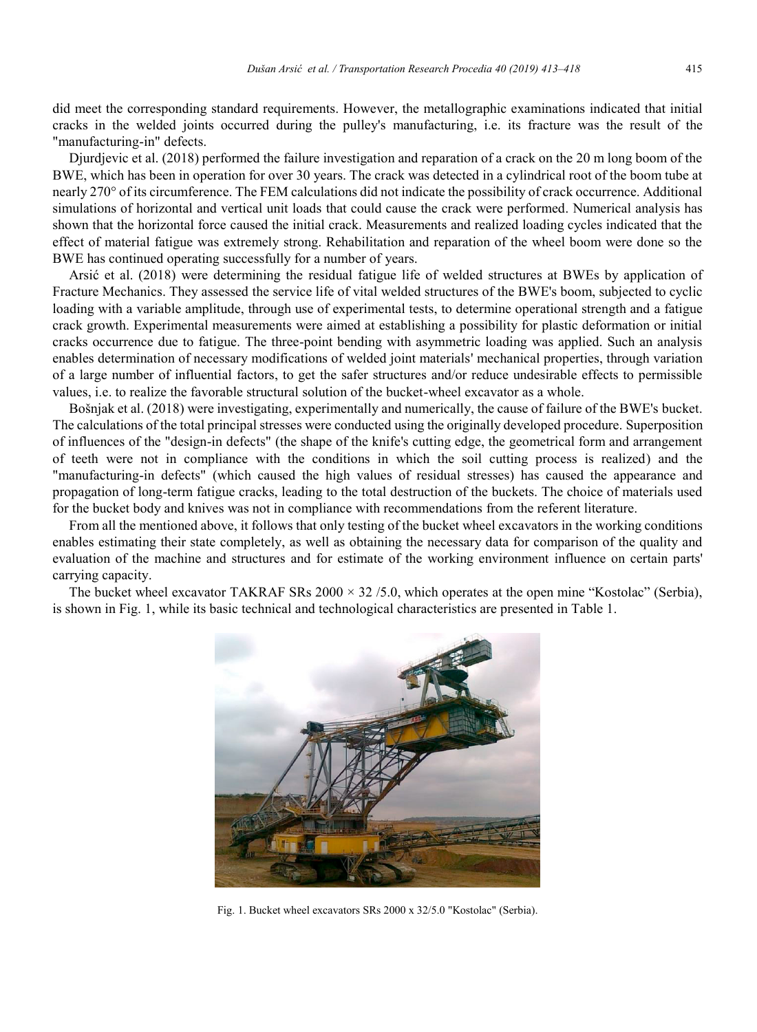did meet the corresponding standard requirements. However, the metallographic examinations indicated that initial cracks in the welded joints occurred during the pulley's manufacturing, i.e. its fracture was the result of the "manufacturing-in" defects.

Djurdjevic et al. (2018) performed the failure investigation and reparation of a crack on the 20 m long boom of the BWE, which has been in operation for over 30 years. The crack was detected in a cylindrical root of the boom tube at nearly 270° of its circumference. The FEM calculations did not indicate the possibility of crack occurrence. Additional simulations of horizontal and vertical unit loads that could cause the crack were performed. Numerical analysis has shown that the horizontal force caused the initial crack. Measurements and realized loading cycles indicated that the effect of material fatigue was extremely strong. Rehabilitation and reparation of the wheel boom were done so the BWE has continued operating successfully for a number of years.

Arsić et al. (2018) were determining the residual fatigue life of welded structures at BWEs by application of Fracture Mechanics. They assessed the service life of vital welded structures of the BWE's boom, subjected to cyclic loading with a variable amplitude, through use of experimental tests, to determine operational strength and a fatigue crack growth. Experimental measurements were aimed at establishing a possibility for plastic deformation or initial cracks occurrence due to fatigue. The three-point bending with asymmetric loading was applied. Such an analysis enables determination of necessary modifications of welded joint materials' mechanical properties, through variation of a large number of influential factors, to get the safer structures and/or reduce undesirable effects to permissible values, i.e. to realize the favorable structural solution of the bucket-wheel excavator as a whole.

Bošnjak et al. (2018) were investigating, experimentally and numerically, the cause of failure of the BWE's bucket. The calculations of the total principal stresses were conducted using the originally developed procedure. Superposition of influences of the "design-in defects" (the shape of the knife's cutting edge, the geometrical form and arrangement of teeth were not in compliance with the conditions in which the soil cutting process is realized) and the "manufacturing-in defects" (which caused the high values of residual stresses) has caused the appearance and propagation of long-term fatigue cracks, leading to the total destruction of the buckets. The choice of materials used for the bucket body and knives was not in compliance with recommendations from the referent literature.

From all the mentioned above, it follows that only testing of the bucket wheel excavators in the working conditions enables estimating their state completely, as well as obtaining the necessary data for comparison of the quality and evaluation of the machine and structures and for estimate of the working environment influence on certain parts' carrying capacity.

The bucket wheel excavator TAKRAF SRs 2000 × 32 /5.0, which operates at the open mine "Kostolac" (Serbia), is shown in Fig. 1, while its basic technical and technological characteristics are presented in Table 1.

Fig. 1. Bucket wheel excavators SRs 2000 x 32/5.0 "Kostolac" (Serbia).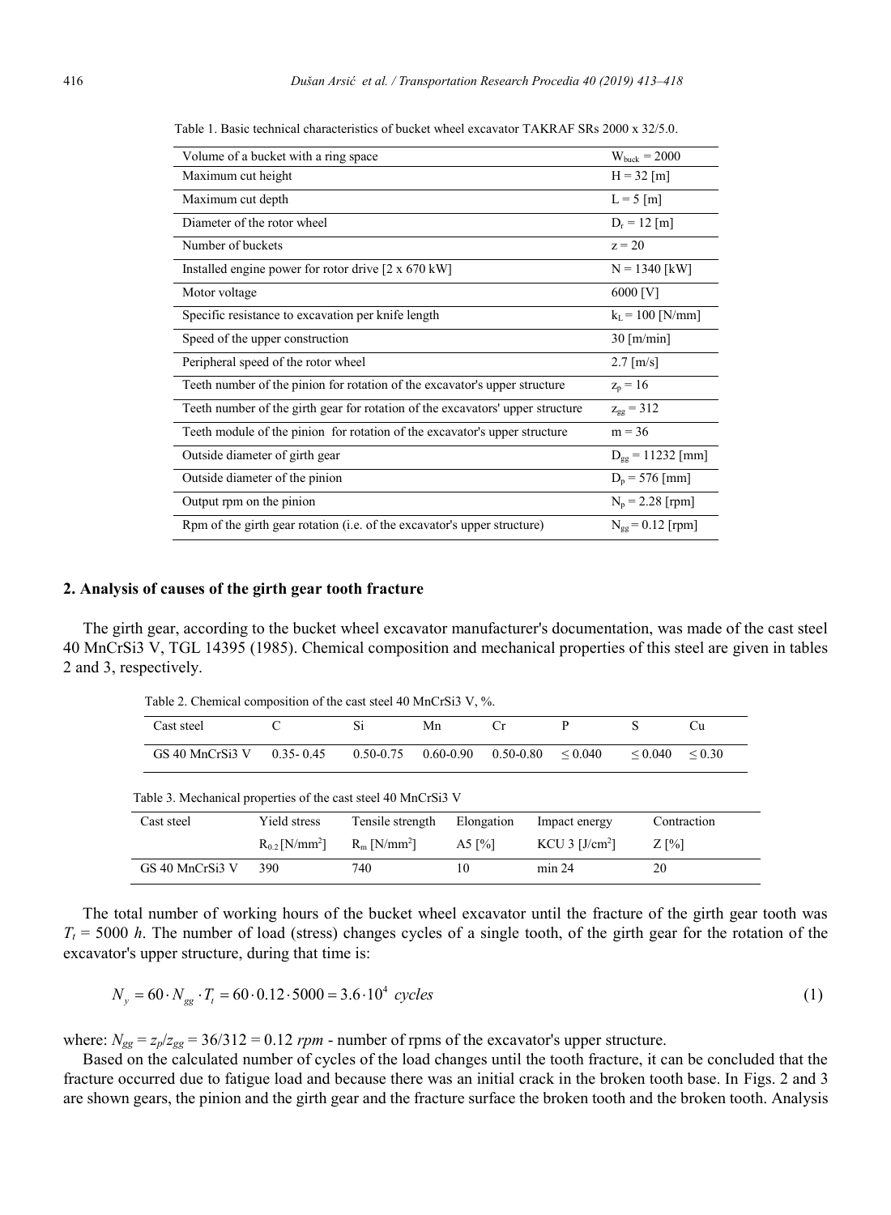Table 1. Basic technical characteristics of bucket wheel excavator TAKRAF SRs 2000 x 32/5.0.

| | |
|---|---|
| Volume of a bucket with a ring space | $W_{buck} = 2000$ |
| Maximum cut height | $H = 32$ [m] |
| Maximum cut depth | $L = 5$ [m] |
| Diameter of the rotor wheel | $D_r = 12$ [m] |
| Number of buckets | $z = 20$ |
| Installed engine power for rotor drive [2 x 670 kW] | $N = 1340$ [kW] |
| Motor voltage | 6000 [V] |
| Specific resistance to excavation per knife length | $k_L = 100$ [N/mm] |
| Speed of the upper construction | 30 [m/min] |
| Peripheral speed of the rotor wheel | 2.7 [m/s] |
| Teeth number of the pinion for rotation of the excavator's upper structure | $z_p = 16$ |
| Teeth number of the girth gear for rotation of the excavators' upper structure | $z_{gg} = 312$ |
| Teeth module of the pinion for rotation of the excavator's upper structure | $m = 36$ |
| Outside diameter of girth gear | $D_{gg} = 11232$ [mm] |
| Outside diameter of the pinion | $D_p = 576$ [mm] |
| Output rpm on the pinion | $N_p = 2.28$ [rpm] |
| Rpm of the girth gear rotation (i.e. of the excavator's upper structure) | $N_{gg} = 0.12$ [rpm] |

## 2. Analysis of causes of the girth gear tooth fracture

The girth gear, according to the bucket wheel excavator manufacturer's documentation, was made of the cast steel 40 MnCrSi3 V, TGL 14395 (1985). Chemical composition and mechanical properties of this steel are given in tables 2 and 3, respectively.

Table 2. Chemical composition of the cast steel 40 MnCrSi3 V, %.

| Cast steel | C | Si | Mn | Cr | P | S | Cu |
|---|---|---|---|---|---|---|---|
| GS 40 MnCrSi3 V | 0.35- 0.45 | 0.50-0.75 | 0.60-0.90 | 0.50-0.80 | ≤ 0.040 | ≤ 0.040 | ≤ 0.30 |

Table 3. Mechanical properties of the cast steel 40 MnCrSi3 V

| Cast steel | Yield stress $R_{0.2}$ [N/mm$^2$] | Tensile strength $R_m$ [N/mm$^2$] | Elongation A5 [%] | Impact energy KCU 3 [J/cm$^2$] | Contraction Z [%] |
|---|---|---|---|---|---|
| GS 40 MnCrSi3 V | 390 | 740 | 10 | min 24 | 20 |

The total number of working hours of the bucket wheel excavator until the fracture of the girth gear tooth was $T_t = 5000$ *h*. The number of load (stress) changes cycles of a single tooth, of the girth gear for the rotation of the excavator's upper structure, during that time is:

$$N_y = 60 \cdot N_{gg} \cdot T_t = 60 \cdot 0.12 \cdot 5000 = 3.6 \cdot 10^4 \ cycles \tag{1}$$

where: $N_{gg} = z_p/z_{gg} = 36/312 = 0.12$ *rpm* - number of rpms of the excavator's upper structure.

Based on the calculated number of cycles of the load changes until the tooth fracture, it can be concluded that the fracture occurred due to fatigue load and because there was an initial crack in the broken tooth base. In Figs. 2 and 3 are shown gears, the pinion and the girth gear and the fracture surface the broken tooth and the broken tooth. Analysis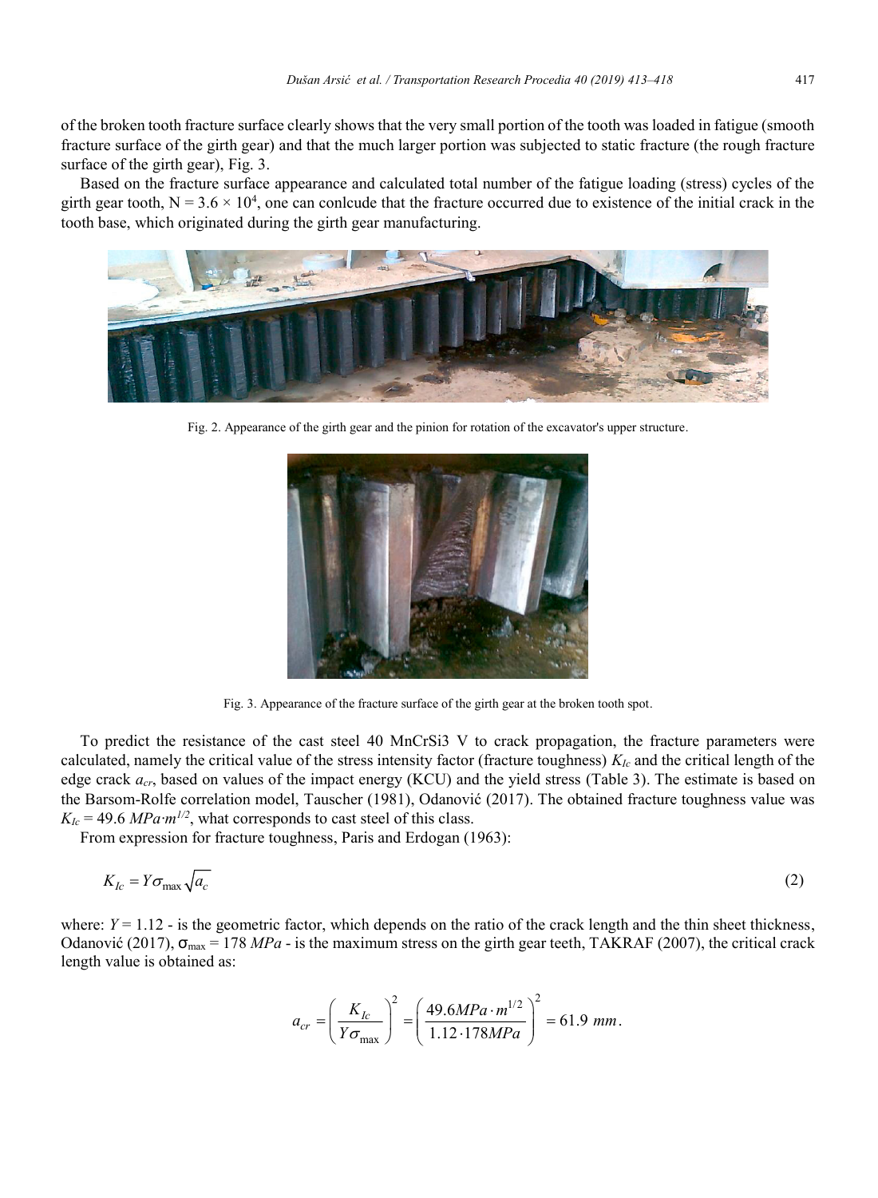of the broken tooth fracture surface clearly shows that the very small portion of the tooth was loaded in fatigue (smooth fracture surface of the girth gear) and that the much larger portion was subjected to static fracture (the rough fracture surface of the girth gear), Fig. 3.

Based on the fracture surface appearance and calculated total number of the fatigue loading (stress) cycles of the girth gear tooth, $N = 3.6 \times 10^4$, one can conlcude that the fracture occurred due to existence of the initial crack in the tooth base, which originated during the girth gear manufacturing.

Fig. 2. Appearance of the girth gear and the pinion for rotation of the excavator's upper structure.

Fig. 3. Appearance of the fracture surface of the girth gear at the broken tooth spot.

To predict the resistance of the cast steel 40 MnCrSi3 V to crack propagation, the fracture parameters were calculated, namely the critical value of the stress intensity factor (fracture toughness) $K_{Ic}$ and the critical length of the edge crack $a_{cr}$, based on values of the impact energy (KCU) and the yield stress (Table 3). The estimate is based on the Barsom-Rolfe correlation model, Tauscher (1981), Odanović (2017). The obtained fracture toughness value was $K_{Ic} = 49.6\ MPa{\cdot}m^{1/2}$, what corresponds to cast steel of this class.

From expression for fracture toughness, Paris and Erdogan (1963):

$$K_{Ic} = Y\sigma_{\max}\sqrt{a_c} \tag{2}$$

where: $Y = 1.12$ - is the geometric factor, which depends on the ratio of the crack length and the thin sheet thickness, Odanović (2017), $\sigma_{\max} = 178\ MPa$ - is the maximum stress on the girth gear teeth, TAKRAF (2007), the critical crack length value is obtained as:

$$a_{cr} = \left(\frac{K_{Ic}}{Y\sigma_{\max}}\right)^2 = \left(\frac{49.6MPa\cdot m^{1/2}}{1.12\cdot 178MPa}\right)^2 = 61.9\ mm.$$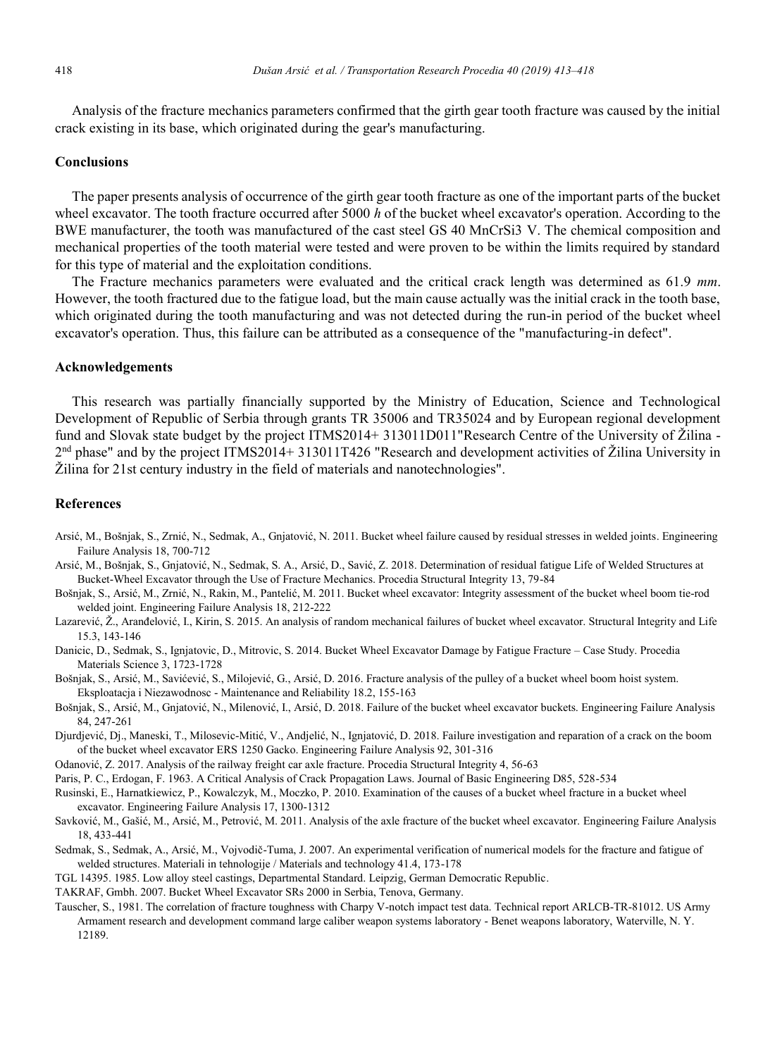Analysis of the fracture mechanics parameters confirmed that the girth gear tooth fracture was caused by the initial crack existing in its base, which originated during the gear's manufacturing.

## Conclusions

The paper presents analysis of occurrence of the girth gear tooth fracture as one of the important parts of the bucket wheel excavator. The tooth fracture occurred after 5000 *h* of the bucket wheel excavator's operation. According to the BWE manufacturer, the tooth was manufactured of the cast steel GS 40 MnCrSi3 V. The chemical composition and mechanical properties of the tooth material were tested and were proven to be within the limits required by standard for this type of material and the exploitation conditions.

The Fracture mechanics parameters were evaluated and the critical crack length was determined as 61.9 *mm*. However, the tooth fractured due to the fatigue load, but the main cause actually was the initial crack in the tooth base, which originated during the tooth manufacturing and was not detected during the run-in period of the bucket wheel excavator's operation. Thus, this failure can be attributed as a consequence of the "manufacturing-in defect".

## Acknowledgements

This research was partially financially supported by the Ministry of Education, Science and Technological Development of Republic of Serbia through grants TR 35006 and TR35024 and by European regional development fund and Slovak state budget by the project ITMS2014+ 313011D011"Research Centre of the University of Žilina - 2nd phase" and by the project ITMS2014+ 313011T426 "Research and development activities of Žilina University in Žilina for 21st century industry in the field of materials and nanotechnologies".

## References

Arsić, M., Bošnjak, S., Zrnić, N., Sedmak, A., Gnjatović, N. 2011. Bucket wheel failure caused by residual stresses in welded joints. Engineering Failure Analysis 18, 700-712

Arsić, M., Bošnjak, S., Gnjatović, N., Sedmak, S. A., Arsić, D., Savić, Z. 2018. Determination of residual fatigue Life of Welded Structures at Bucket-Wheel Excavator through the Use of Fracture Mechanics. Procedia Structural Integrity 13, 79-84

Bošnjak, S., Arsić, M., Zrnić, N., Rakin, M., Pantelić, M. 2011. Bucket wheel excavator: Integrity assessment of the bucket wheel boom tie-rod welded joint. Engineering Failure Analysis 18, 212-222

Lazarević, Ž., Aranđelović, I., Kirin, S. 2015. An analysis of random mechanical failures of bucket wheel excavator. Structural Integrity and Life 15.3, 143-146

Danicic, D., Sedmak, S., Ignjatovic, D., Mitrovic, S. 2014. Bucket Wheel Excavator Damage by Fatigue Fracture – Case Study. Procedia Materials Science 3, 1723-1728

Bošnjak, S., Arsić, M., Savićević, S., Milojević, G., Arsić, D. 2016. Fracture analysis of the pulley of a bucket wheel boom hoist system. Eksploatacja i Niezawodnosc - Maintenance and Reliability 18.2, 155-163

Bošnjak, S., Arsić, M., Gnjatović, N., Milenović, I., Arsić, D. 2018. Failure of the bucket wheel excavator buckets. Engineering Failure Analysis 84, 247-261

Djurdjević, Dj., Maneski, T., Milosevic-Mitić, V., Andjelić, N., Ignjatović, D. 2018. Failure investigation and reparation of a crack on the boom of the bucket wheel excavator ERS 1250 Gacko. Engineering Failure Analysis 92, 301-316

Odanović, Z. 2017. Analysis of the railway freight car axle fracture. Procedia Structural Integrity 4, 56-63

Paris, P. C., Erdogan, F. 1963. A Critical Analysis of Crack Propagation Laws. Journal of Basic Engineering D85, 528-534

Rusinski, E., Harnatkiewicz, P., Kowalczyk, M., Moczko, P. 2010. Examination of the causes of a bucket wheel fracture in a bucket wheel excavator. Engineering Failure Analysis 17, 1300-1312

Savković, M., Gašić, M., Arsić, M., Petrović, M. 2011. Analysis of the axle fracture of the bucket wheel excavator. Engineering Failure Analysis 18, 433-441

Sedmak, S., Sedmak, A., Arsić, M., Vojvodič-Tuma, J. 2007. An experimental verification of numerical models for the fracture and fatigue of welded structures. Materiali in tehnologije / Materials and technology 41.4, 173-178

TGL 14395. 1985. Low alloy steel castings, Departmental Standard. Leipzig, German Democratic Republic.

TAKRAF, Gmbh. 2007. Bucket Wheel Excavator SRs 2000 in Serbia, Tenova, Germany.

Tauscher, S., 1981. The correlation of fracture toughness with Charpy V-notch impact test data. Technical report ARLCB-TR-81012. US Army Armament research and development command large caliber weapon systems laboratory - Benet weapons laboratory, Waterville, N. Y. 12189.